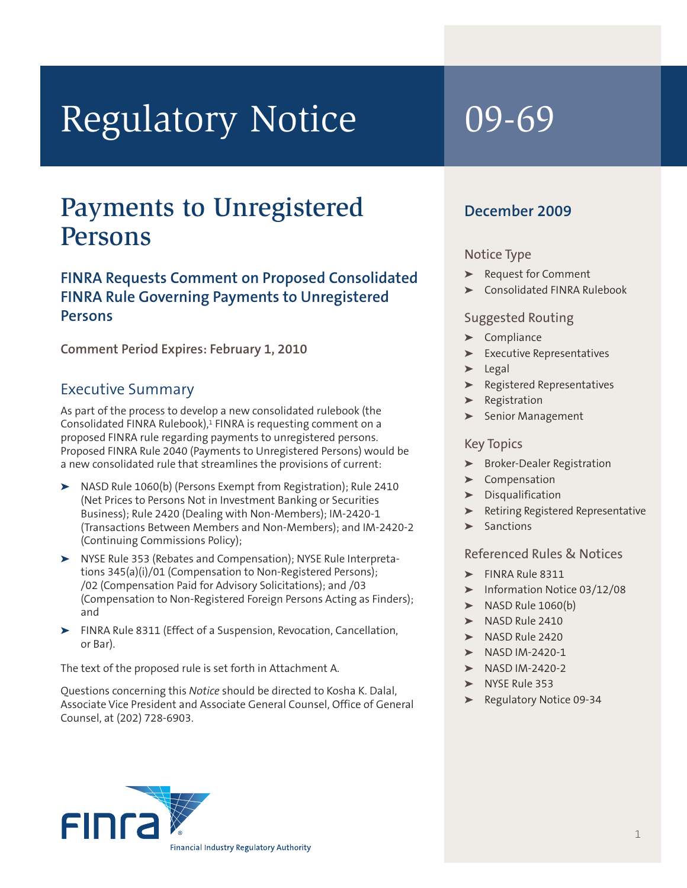# Regulatory Notice 09-69

## Payments to Unregistered Persons

### FINRA Requests Comment on Proposed Consolidated FINRA Rule Governing Payments to Unregistered Persons

**Comment Period Expires: February 1, 2010**

## Executive Summary

As part of the process to develop a new consolidated rulebook (the Consolidated FINRA Rulebook),[1] FINRA is requesting comment on a proposed FINRA rule regarding payments to unregistered persons. Proposed FINRA Rule 2040 (Payments to Unregistered Persons) would be a new consolidated rule that streamlines the provisions of current:

- NASD Rule 1060(b) (Persons Exempt from Registration); Rule 2410 (Net Prices to Persons Not in Investment Banking or Securities Business); Rule 2420 (Dealing with Non-Members); IM-2420-1 (Transactions Between Members and Non-Members); and IM-2420-2 (Continuing Commissions Policy);
- NYSE Rule 353 (Rebates and Compensation); NYSE Rule Interpretations 345(a)(i)/01 (Compensation to Non-Registered Persons); /02 (Compensation Paid for Advisory Solicitations); and /03 (Compensation to Non-Registered Foreign Persons Acting as Finders); and
- FINRA Rule 8311 (Effect of a Suspension, Revocation, Cancellation, or Bar).

The text of the proposed rule is set forth in Attachment A.

Questions concerning this *Notice* should be directed to Kosha K. Dalal, Associate Vice President and Associate General Counsel, Office of General Counsel, at (202) 728-6903.

**December 2009**

### Notice Type

- Request for Comment
- Consolidated FINRA Rulebook

### Suggested Routing

- Compliance
- Executive Representatives
- Legal
- Registered Representatives
- Registration
- Senior Management

### Key Topics

- Broker-Dealer Registration
- Compensation
- Disqualification
- Retiring Registered Representative
- Sanctions

### Referenced Rules & Notices

- FINRA Rule 8311
- Information Notice 03/12/08
- NASD Rule 1060(b)
- NASD Rule 2410
- NASD Rule 2420
- NASD IM-2420-1
- NASD IM-2420-2
- NYSE Rule 353
- Regulatory Notice 09-34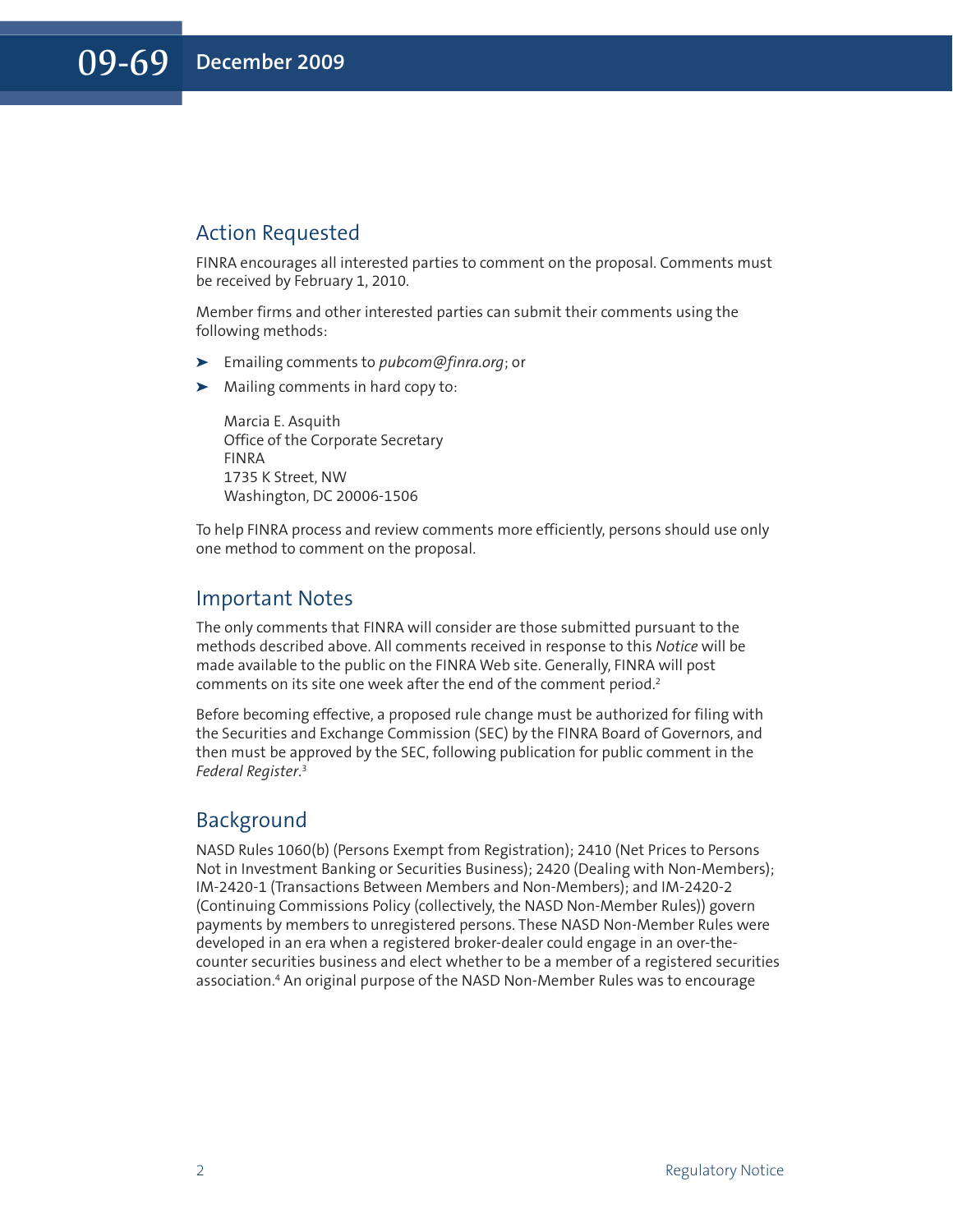## Action Requested

FINRA encourages all interested parties to comment on the proposal. Comments must be received by February 1, 2010.

Member firms and other interested parties can submit their comments using the following methods:

- Emailing comments to *pubcom@finra.org*; or
- Mailing comments in hard copy to:

  Marcia E. Asquith
  Office of the Corporate Secretary
  FINRA
  1735 K Street, NW
  Washington, DC 20006-1506

To help FINRA process and review comments more efficiently, persons should use only one method to comment on the proposal.

## Important Notes

The only comments that FINRA will consider are those submitted pursuant to the methods described above. All comments received in response to this *Notice* will be made available to the public on the FINRA Web site. Generally, FINRA will post comments on its site one week after the end of the comment period.[2]

Before becoming effective, a proposed rule change must be authorized for filing with the Securities and Exchange Commission (SEC) by the FINRA Board of Governors, and then must be approved by the SEC, following publication for public comment in the *Federal Register*.[3]

## Background

NASD Rules 1060(b) (Persons Exempt from Registration); 2410 (Net Prices to Persons Not in Investment Banking or Securities Business); 2420 (Dealing with Non-Members); IM-2420-1 (Transactions Between Members and Non-Members); and IM-2420-2 (Continuing Commissions Policy (collectively, the NASD Non-Member Rules)) govern payments by members to unregistered persons. These NASD Non-Member Rules were developed in an era when a registered broker-dealer could engage in an over-the-counter securities business and elect whether to be a member of a registered securities association.[4] An original purpose of the NASD Non-Member Rules was to encourage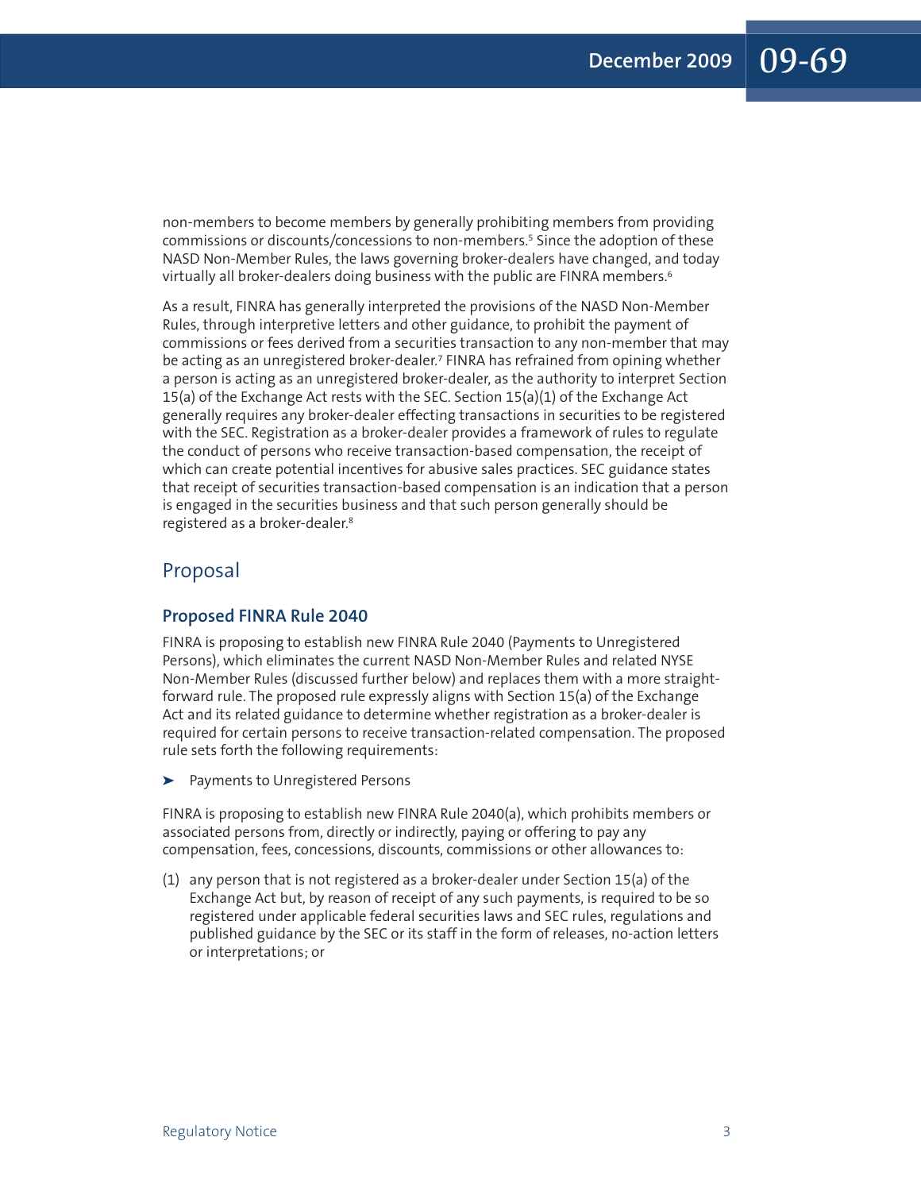non-members to become members by generally prohibiting members from providing commissions or discounts/concessions to non-members.[5] Since the adoption of these NASD Non-Member Rules, the laws governing broker-dealers have changed, and today virtually all broker-dealers doing business with the public are FINRA members.[6]

As a result, FINRA has generally interpreted the provisions of the NASD Non-Member Rules, through interpretive letters and other guidance, to prohibit the payment of commissions or fees derived from a securities transaction to any non-member that may be acting as an unregistered broker-dealer.[7] FINRA has refrained from opining whether a person is acting as an unregistered broker-dealer, as the authority to interpret Section 15(a) of the Exchange Act rests with the SEC. Section 15(a)(1) of the Exchange Act generally requires any broker-dealer effecting transactions in securities to be registered with the SEC. Registration as a broker-dealer provides a framework of rules to regulate the conduct of persons who receive transaction-based compensation, the receipt of which can create potential incentives for abusive sales practices. SEC guidance states that receipt of securities transaction-based compensation is an indication that a person is engaged in the securities business and that such person generally should be registered as a broker-dealer.[8]

## Proposal

### Proposed FINRA Rule 2040

FINRA is proposing to establish new FINRA Rule 2040 (Payments to Unregistered Persons), which eliminates the current NASD Non-Member Rules and related NYSE Non-Member Rules (discussed further below) and replaces them with a more straight-forward rule. The proposed rule expressly aligns with Section 15(a) of the Exchange Act and its related guidance to determine whether registration as a broker-dealer is required for certain persons to receive transaction-related compensation. The proposed rule sets forth the following requirements:

- Payments to Unregistered Persons

FINRA is proposing to establish new FINRA Rule 2040(a), which prohibits members or associated persons from, directly or indirectly, paying or offering to pay any compensation, fees, concessions, discounts, commissions or other allowances to:

(1) any person that is not registered as a broker-dealer under Section 15(a) of the Exchange Act but, by reason of receipt of any such payments, is required to be so registered under applicable federal securities laws and SEC rules, regulations and published guidance by the SEC or its staff in the form of releases, no-action letters or interpretations; or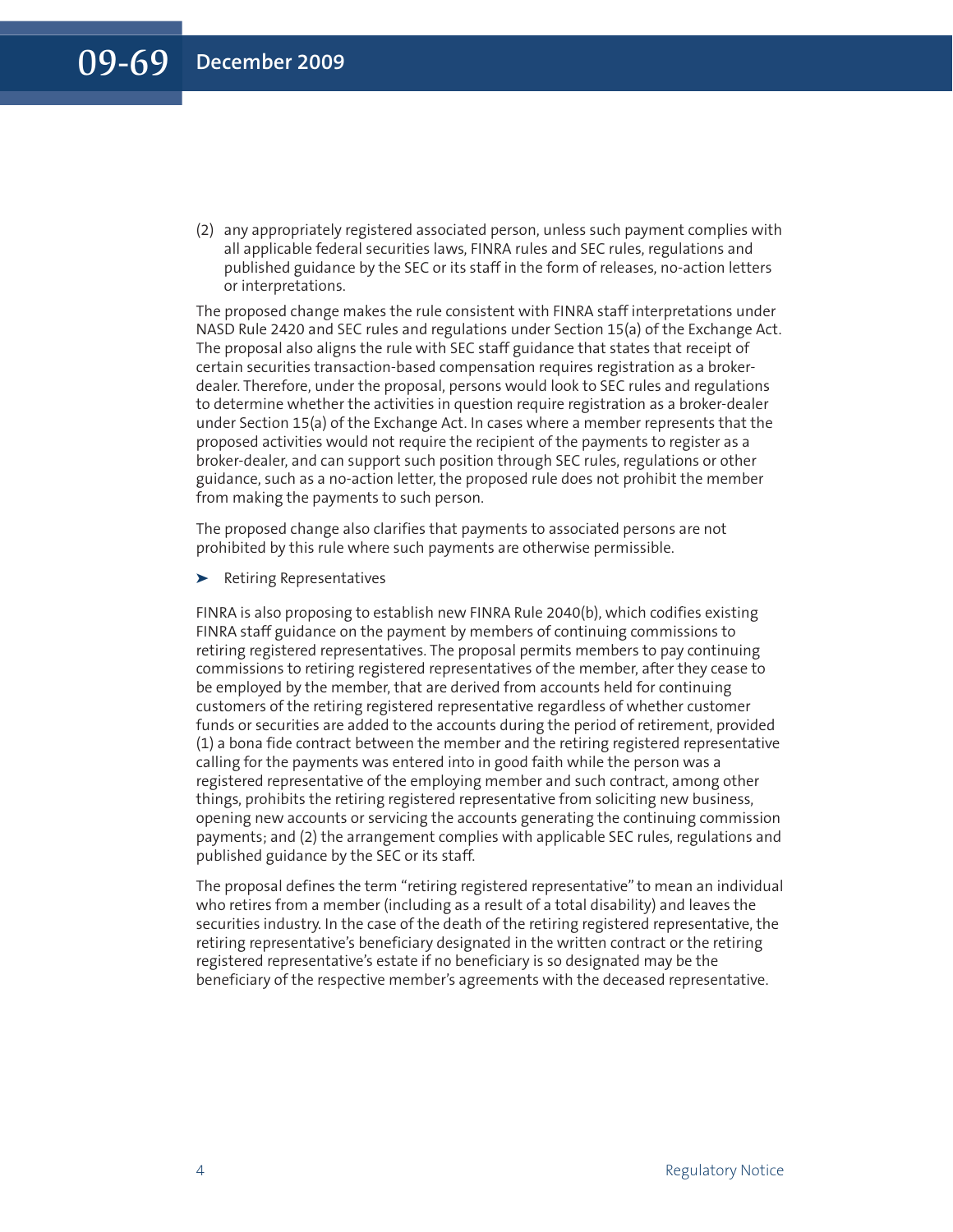(2) any appropriately registered associated person, unless such payment complies with all applicable federal securities laws, FINRA rules and SEC rules, regulations and published guidance by the SEC or its staff in the form of releases, no-action letters or interpretations.

The proposed change makes the rule consistent with FINRA staff interpretations under NASD Rule 2420 and SEC rules and regulations under Section 15(a) of the Exchange Act. The proposal also aligns the rule with SEC staff guidance that states that receipt of certain securities transaction-based compensation requires registration as a broker-dealer. Therefore, under the proposal, persons would look to SEC rules and regulations to determine whether the activities in question require registration as a broker-dealer under Section 15(a) of the Exchange Act. In cases where a member represents that the proposed activities would not require the recipient of the payments to register as a broker-dealer, and can support such position through SEC rules, regulations or other guidance, such as a no-action letter, the proposed rule does not prohibit the member from making the payments to such person.

The proposed change also clarifies that payments to associated persons are not prohibited by this rule where such payments are otherwise permissible.

- Retiring Representatives

FINRA is also proposing to establish new FINRA Rule 2040(b), which codifies existing FINRA staff guidance on the payment by members of continuing commissions to retiring registered representatives. The proposal permits members to pay continuing commissions to retiring registered representatives of the member, after they cease to be employed by the member, that are derived from accounts held for continuing customers of the retiring registered representative regardless of whether customer funds or securities are added to the accounts during the period of retirement, provided (1) a bona fide contract between the member and the retiring registered representative calling for the payments was entered into in good faith while the person was a registered representative of the employing member and such contract, among other things, prohibits the retiring registered representative from soliciting new business, opening new accounts or servicing the accounts generating the continuing commission payments; and (2) the arrangement complies with applicable SEC rules, regulations and published guidance by the SEC or its staff.

The proposal defines the term "retiring registered representative" to mean an individual who retires from a member (including as a result of a total disability) and leaves the securities industry. In the case of the death of the retiring registered representative, the retiring representative's beneficiary designated in the written contract or the retiring registered representative's estate if no beneficiary is so designated may be the beneficiary of the respective member's agreements with the deceased representative.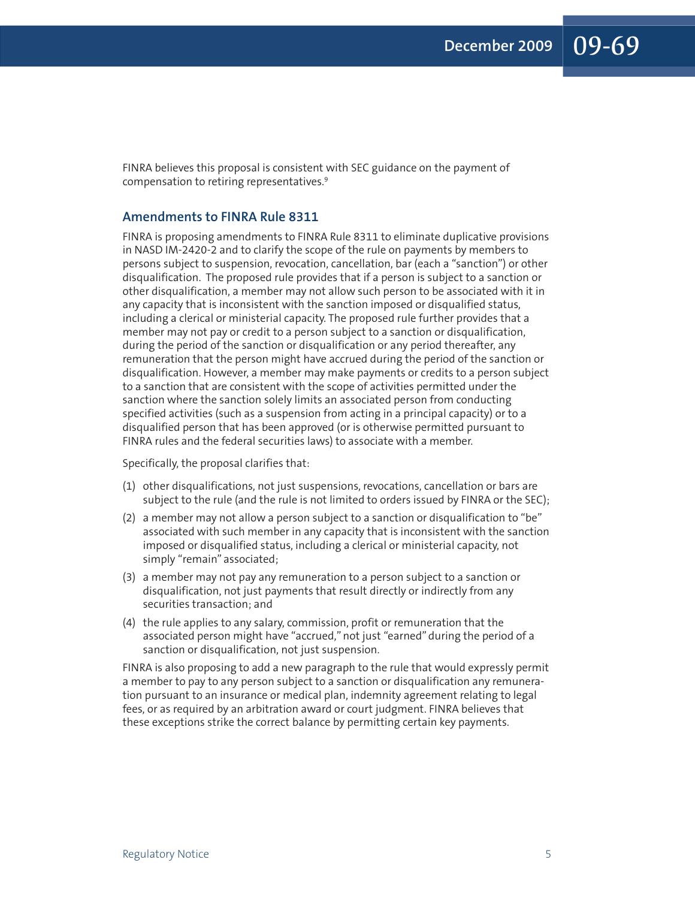FINRA believes this proposal is consistent with SEC guidance on the payment of compensation to retiring representatives.[9]

## Amendments to FINRA Rule 8311

FINRA is proposing amendments to FINRA Rule 8311 to eliminate duplicative provisions in NASD IM-2420-2 and to clarify the scope of the rule on payments by members to persons subject to suspension, revocation, cancellation, bar (each a "sanction") or other disqualification. The proposed rule provides that if a person is subject to a sanction or other disqualification, a member may not allow such person to be associated with it in any capacity that is inconsistent with the sanction imposed or disqualified status, including a clerical or ministerial capacity. The proposed rule further provides that a member may not pay or credit to a person subject to a sanction or disqualification, during the period of the sanction or disqualification or any period thereafter, any remuneration that the person might have accrued during the period of the sanction or disqualification. However, a member may make payments or credits to a person subject to a sanction that are consistent with the scope of activities permitted under the sanction where the sanction solely limits an associated person from conducting specified activities (such as a suspension from acting in a principal capacity) or to a disqualified person that has been approved (or is otherwise permitted pursuant to FINRA rules and the federal securities laws) to associate with a member.

Specifically, the proposal clarifies that:

(1) other disqualifications, not just suspensions, revocations, cancellation or bars are subject to the rule (and the rule is not limited to orders issued by FINRA or the SEC);

(2) a member may not allow a person subject to a sanction or disqualification to "be" associated with such member in any capacity that is inconsistent with the sanction imposed or disqualified status, including a clerical or ministerial capacity, not simply "remain" associated;

(3) a member may not pay any remuneration to a person subject to a sanction or disqualification, not just payments that result directly or indirectly from any securities transaction; and

(4) the rule applies to any salary, commission, profit or remuneration that the associated person might have "accrued," not just "earned" during the period of a sanction or disqualification, not just suspension.

FINRA is also proposing to add a new paragraph to the rule that would expressly permit a member to pay to any person subject to a sanction or disqualification any remuneration pursuant to an insurance or medical plan, indemnity agreement relating to legal fees, or as required by an arbitration award or court judgment. FINRA believes that these exceptions strike the correct balance by permitting certain key payments.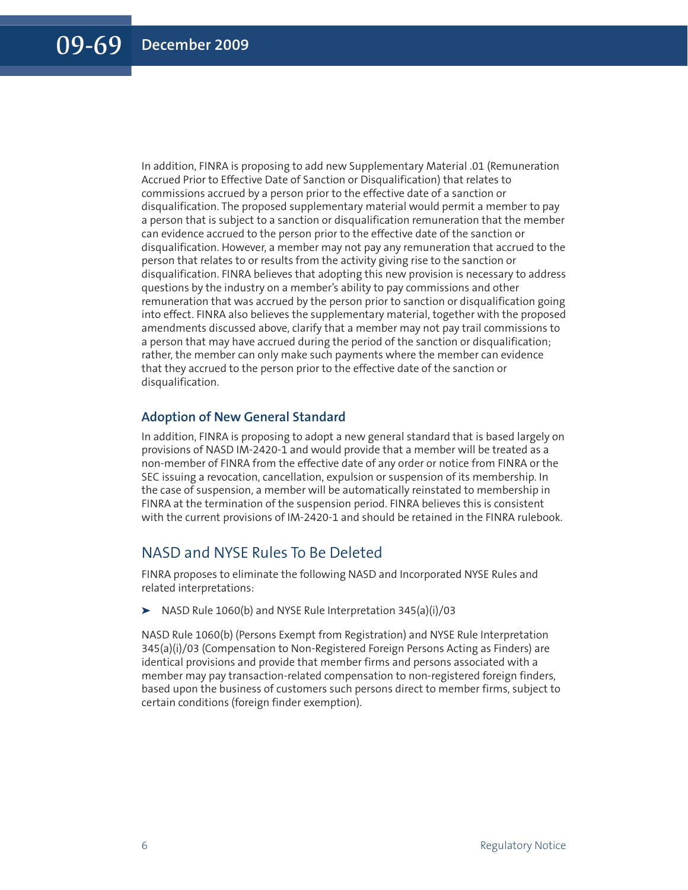In addition, FINRA is proposing to add new Supplementary Material .01 (Remuneration Accrued Prior to Effective Date of Sanction or Disqualification) that relates to commissions accrued by a person prior to the effective date of a sanction or disqualification. The proposed supplementary material would permit a member to pay a person that is subject to a sanction or disqualification remuneration that the member can evidence accrued to the person prior to the effective date of the sanction or disqualification. However, a member may not pay any remuneration that accrued to the person that relates to or results from the activity giving rise to the sanction or disqualification. FINRA believes that adopting this new provision is necessary to address questions by the industry on a member's ability to pay commissions and other remuneration that was accrued by the person prior to sanction or disqualification going into effect. FINRA also believes the supplementary material, together with the proposed amendments discussed above, clarify that a member may not pay trail commissions to a person that may have accrued during the period of the sanction or disqualification; rather, the member can only make such payments where the member can evidence that they accrued to the person prior to the effective date of the sanction or disqualification.

### Adoption of New General Standard

In addition, FINRA is proposing to adopt a new general standard that is based largely on provisions of NASD IM-2420-1 and would provide that a member will be treated as a non-member of FINRA from the effective date of any order or notice from FINRA or the SEC issuing a revocation, cancellation, expulsion or suspension of its membership. In the case of suspension, a member will be automatically reinstated to membership in FINRA at the termination of the suspension period. FINRA believes this is consistent with the current provisions of IM-2420-1 and should be retained in the FINRA rulebook.

## NASD and NYSE Rules To Be Deleted

FINRA proposes to eliminate the following NASD and Incorporated NYSE Rules and related interpretations:

- NASD Rule 1060(b) and NYSE Rule Interpretation 345(a)(i)/03

NASD Rule 1060(b) (Persons Exempt from Registration) and NYSE Rule Interpretation 345(a)(i)/03 (Compensation to Non-Registered Foreign Persons Acting as Finders) are identical provisions and provide that member firms and persons associated with a member may pay transaction-related compensation to non-registered foreign finders, based upon the business of customers such persons direct to member firms, subject to certain conditions (foreign finder exemption).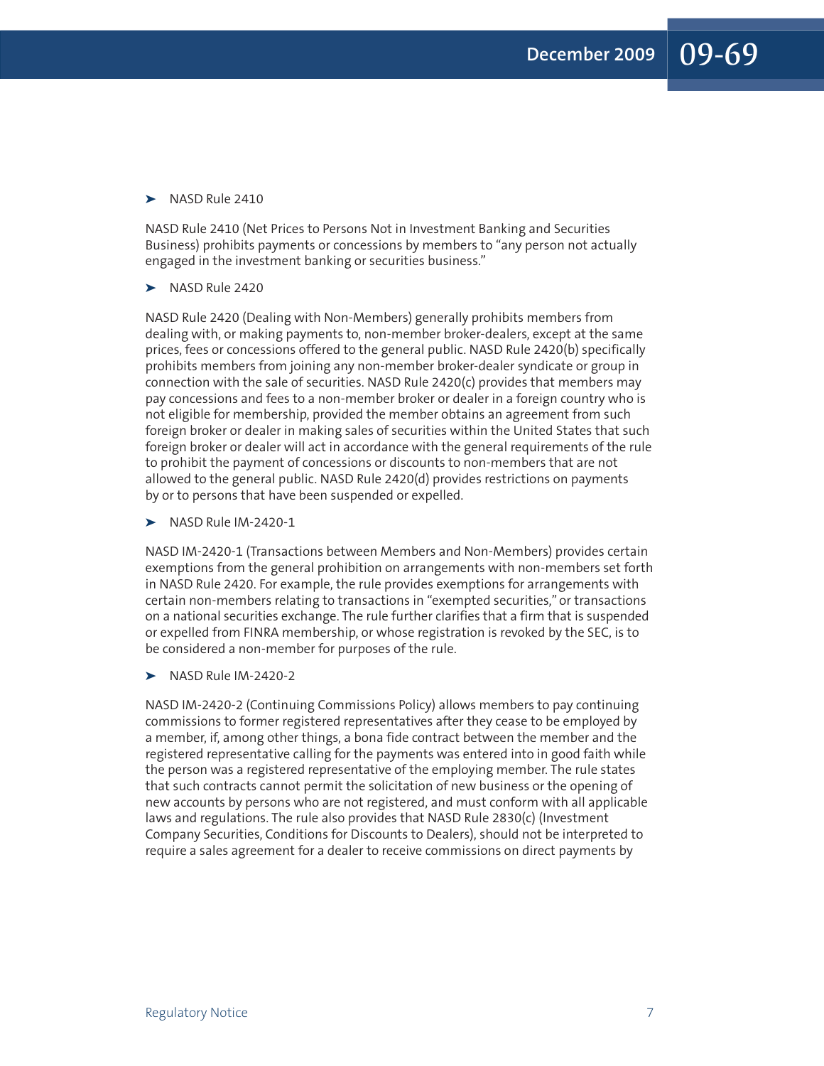- NASD Rule 2410

NASD Rule 2410 (Net Prices to Persons Not in Investment Banking and Securities Business) prohibits payments or concessions by members to "any person not actually engaged in the investment banking or securities business."

- NASD Rule 2420

NASD Rule 2420 (Dealing with Non-Members) generally prohibits members from dealing with, or making payments to, non-member broker-dealers, except at the same prices, fees or concessions offered to the general public. NASD Rule 2420(b) specifically prohibits members from joining any non-member broker-dealer syndicate or group in connection with the sale of securities. NASD Rule 2420(c) provides that members may pay concessions and fees to a non-member broker or dealer in a foreign country who is not eligible for membership, provided the member obtains an agreement from such foreign broker or dealer in making sales of securities within the United States that such foreign broker or dealer will act in accordance with the general requirements of the rule to prohibit the payment of concessions or discounts to non-members that are not allowed to the general public. NASD Rule 2420(d) provides restrictions on payments by or to persons that have been suspended or expelled.

- NASD Rule IM-2420-1

NASD IM-2420-1 (Transactions between Members and Non-Members) provides certain exemptions from the general prohibition on arrangements with non-members set forth in NASD Rule 2420. For example, the rule provides exemptions for arrangements with certain non-members relating to transactions in "exempted securities," or transactions on a national securities exchange. The rule further clarifies that a firm that is suspended or expelled from FINRA membership, or whose registration is revoked by the SEC, is to be considered a non-member for purposes of the rule.

- NASD Rule IM-2420-2

NASD IM-2420-2 (Continuing Commissions Policy) allows members to pay continuing commissions to former registered representatives after they cease to be employed by a member, if, among other things, a bona fide contract between the member and the registered representative calling for the payments was entered into in good faith while the person was a registered representative of the employing member. The rule states that such contracts cannot permit the solicitation of new business or the opening of new accounts by persons who are not registered, and must conform with all applicable laws and regulations. The rule also provides that NASD Rule 2830(c) (Investment Company Securities, Conditions for Discounts to Dealers), should not be interpreted to require a sales agreement for a dealer to receive commissions on direct payments by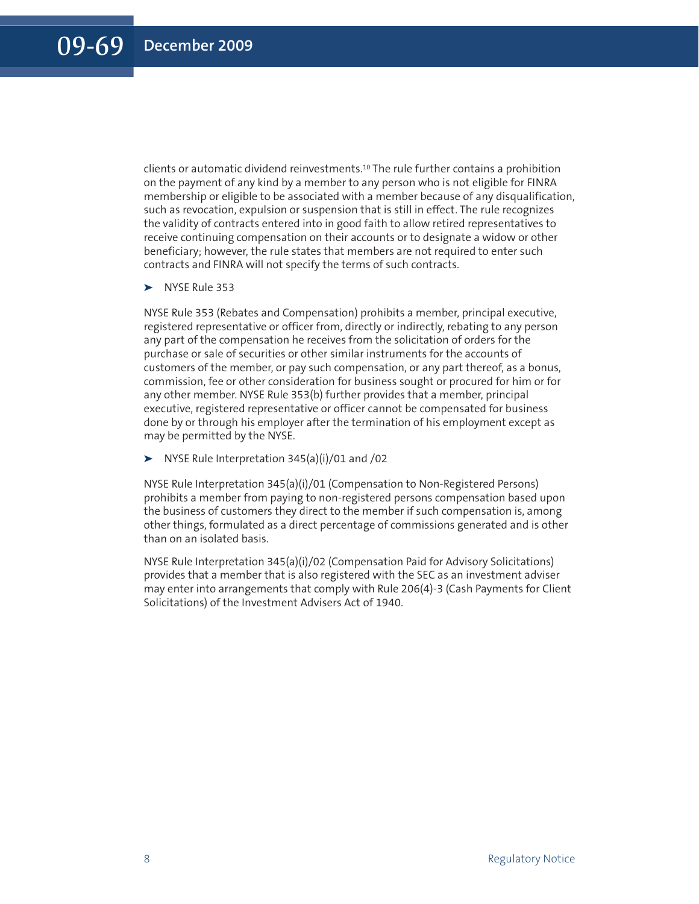clients or automatic dividend reinvestments.[10] The rule further contains a prohibition on the payment of any kind by a member to any person who is not eligible for FINRA membership or eligible to be associated with a member because of any disqualification, such as revocation, expulsion or suspension that is still in effect. The rule recognizes the validity of contracts entered into in good faith to allow retired representatives to receive continuing compensation on their accounts or to designate a widow or other beneficiary; however, the rule states that members are not required to enter such contracts and FINRA will not specify the terms of such contracts.

- NYSE Rule 353

NYSE Rule 353 (Rebates and Compensation) prohibits a member, principal executive, registered representative or officer from, directly or indirectly, rebating to any person any part of the compensation he receives from the solicitation of orders for the purchase or sale of securities or other similar instruments for the accounts of customers of the member, or pay such compensation, or any part thereof, as a bonus, commission, fee or other consideration for business sought or procured for him or for any other member. NYSE Rule 353(b) further provides that a member, principal executive, registered representative or officer cannot be compensated for business done by or through his employer after the termination of his employment except as may be permitted by the NYSE.

- NYSE Rule Interpretation 345(a)(i)/01 and /02

NYSE Rule Interpretation 345(a)(i)/01 (Compensation to Non-Registered Persons) prohibits a member from paying to non-registered persons compensation based upon the business of customers they direct to the member if such compensation is, among other things, formulated as a direct percentage of commissions generated and is other than on an isolated basis.

NYSE Rule Interpretation 345(a)(i)/02 (Compensation Paid for Advisory Solicitations) provides that a member that is also registered with the SEC as an investment adviser may enter into arrangements that comply with Rule 206(4)-3 (Cash Payments for Client Solicitations) of the Investment Advisers Act of 1940.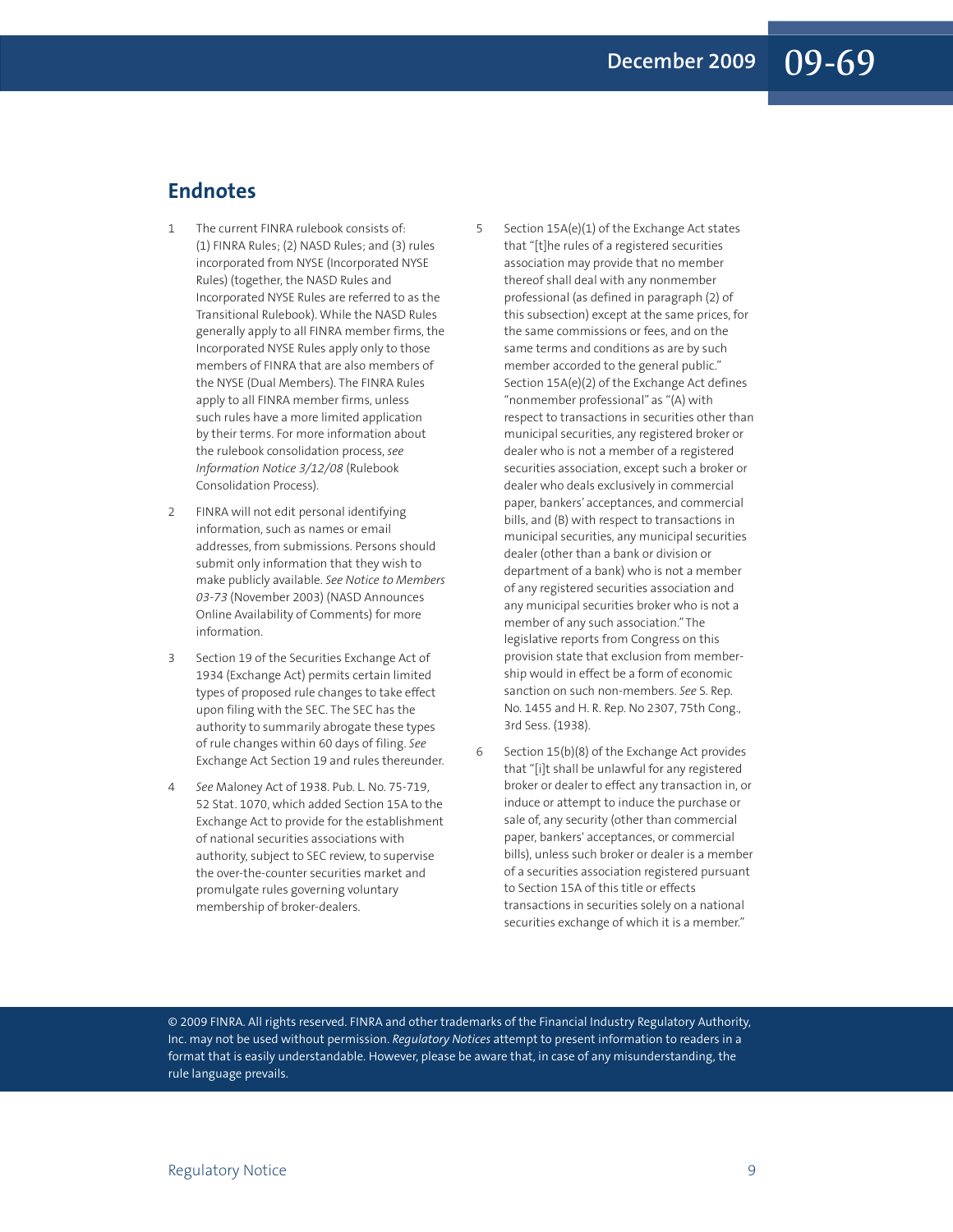## Endnotes

1. The current FINRA rulebook consists of: (1) FINRA Rules; (2) NASD Rules; and (3) rules incorporated from NYSE (Incorporated NYSE Rules) (together, the NASD Rules and Incorporated NYSE Rules are referred to as the Transitional Rulebook). While the NASD Rules generally apply to all FINRA member firms, the Incorporated NYSE Rules apply only to those members of FINRA that are also members of the NYSE (Dual Members). The FINRA Rules apply to all FINRA member firms, unless such rules have a more limited application by their terms. For more information about the rulebook consolidation process, *see Information Notice 3/12/08* (Rulebook Consolidation Process).

2. FINRA will not edit personal identifying information, such as names or email addresses, from submissions. Persons should submit only information that they wish to make publicly available. *See Notice to Members 03-73* (November 2003) (NASD Announces Online Availability of Comments) for more information.

3. Section 19 of the Securities Exchange Act of 1934 (Exchange Act) permits certain limited types of proposed rule changes to take effect upon filing with the SEC. The SEC has the authority to summarily abrogate these types of rule changes within 60 days of filing. *See* Exchange Act Section 19 and rules thereunder.

4. *See* Maloney Act of 1938. Pub. L. No. 75-719, 52 Stat. 1070, which added Section 15A to the Exchange Act to provide for the establishment of national securities associations with authority, subject to SEC review, to supervise the over-the-counter securities market and promulgate rules governing voluntary membership of broker-dealers.

5. Section 15A(e)(1) of the Exchange Act states that "[t]he rules of a registered securities association may provide that no member thereof shall deal with any nonmember professional (as defined in paragraph (2) of this subsection) except at the same prices, for the same commissions or fees, and on the same terms and conditions as are by such member accorded to the general public." Section 15A(e)(2) of the Exchange Act defines "nonmember professional" as "(A) with respect to transactions in securities other than municipal securities, any registered broker or dealer who is not a member of a registered securities association, except such a broker or dealer who deals exclusively in commercial paper, bankers' acceptances, and commercial bills, and (B) with respect to transactions in municipal securities, any municipal securities dealer (other than a bank or division or department of a bank) who is not a member of any registered securities association and any municipal securities broker who is not a member of any such association." The legislative reports from Congress on this provision state that exclusion from membership would in effect be a form of economic sanction on such non-members. *See* S. Rep. No. 1455 and H. R. Rep. No 2307, 75th Cong., 3rd Sess. (1938).

6. Section 15(b)(8) of the Exchange Act provides that "[i]t shall be unlawful for any registered broker or dealer to effect any transaction in, or induce or attempt to induce the purchase or sale of, any security (other than commercial paper, bankers' acceptances, or commercial bills), unless such broker or dealer is a member of a securities association registered pursuant to Section 15A of this title or effects transactions in securities solely on a national securities exchange of which it is a member."

© 2009 FINRA. All rights reserved. FINRA and other trademarks of the Financial Industry Regulatory Authority, Inc. may not be used without permission. *Regulatory Notices* attempt to present information to readers in a format that is easily understandable. However, please be aware that, in case of any misunderstanding, the rule language prevails.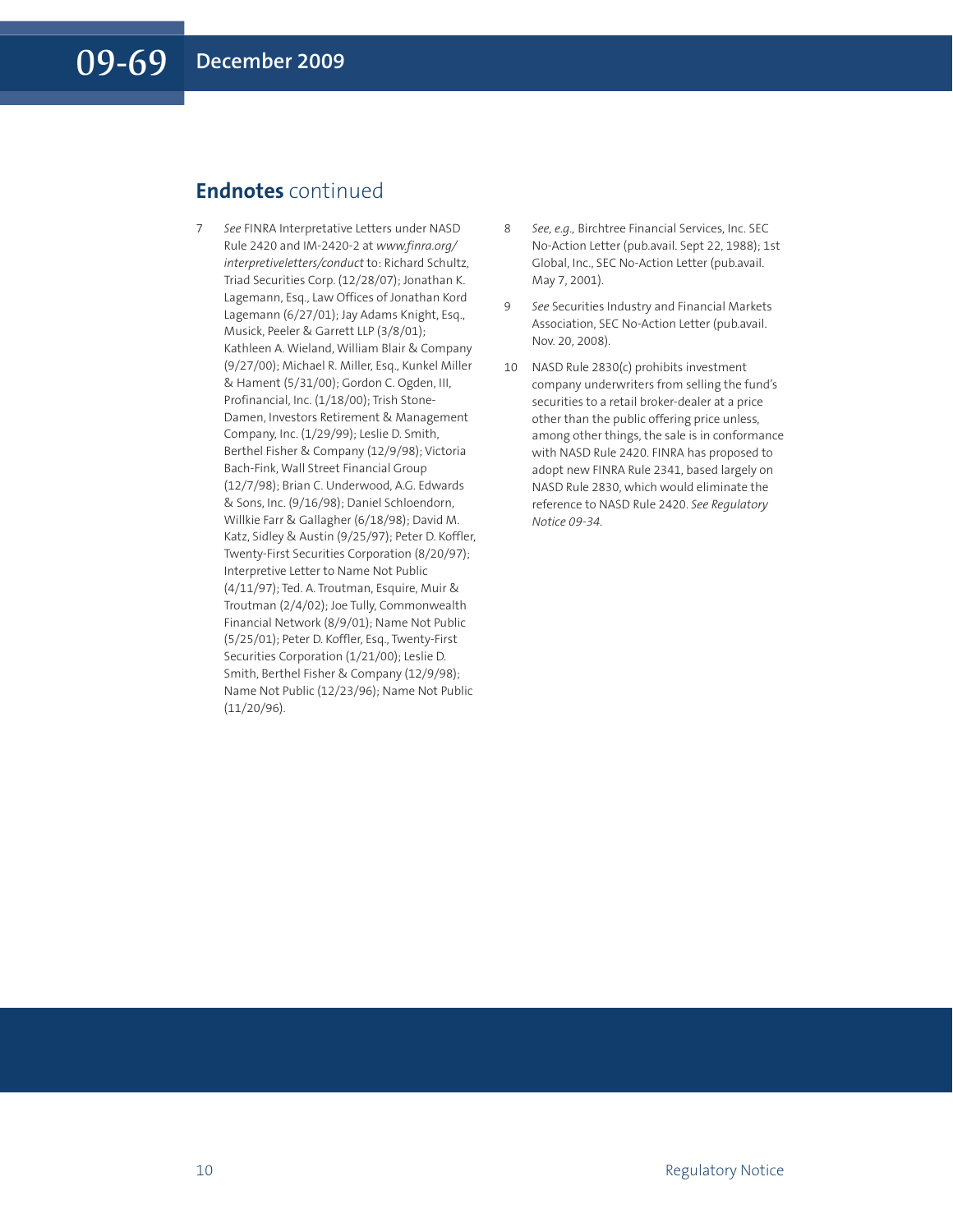## **Endnotes** continued

7 *See* FINRA Interpretative Letters under NASD Rule 2420 and IM-2420-2 at *www.finra.org/interpretiveletters/conduct* to: Richard Schultz, Triad Securities Corp. (12/28/07); Jonathan K. Lagemann, Esq., Law Offices of Jonathan Kord Lagemann (6/27/01); Jay Adams Knight, Esq., Musick, Peeler & Garrett LLP (3/8/01); Kathleen A. Wieland, William Blair & Company (9/27/00); Michael R. Miller, Esq., Kunkel Miller & Hament (5/31/00); Gordon C. Ogden, III, Profinancial, Inc. (1/18/00); Trish Stone-Damen, Investors Retirement & Management Company, Inc. (1/29/99); Leslie D. Smith, Berthel Fisher & Company (12/9/98); Victoria Bach-Fink, Wall Street Financial Group (12/7/98); Brian C. Underwood, A.G. Edwards & Sons, Inc. (9/16/98); Daniel Schloendorn, Willkie Farr & Gallagher (6/18/98); David M. Katz, Sidley & Austin (9/25/97); Peter D. Koffler, Twenty-First Securities Corporation (8/20/97); Interpretive Letter to Name Not Public (4/11/97); Ted. A. Troutman, Esquire, Muir & Troutman (2/4/02); Joe Tully, Commonwealth Financial Network (8/9/01); Name Not Public (5/25/01); Peter D. Koffler, Esq., Twenty-First Securities Corporation (1/21/00); Leslie D. Smith, Berthel Fisher & Company (12/9/98); Name Not Public (12/23/96); Name Not Public (11/20/96).

8 *See, e.g.,* Birchtree Financial Services, Inc. SEC No-Action Letter (pub.avail. Sept 22, 1988); 1st Global, Inc., SEC No-Action Letter (pub.avail. May 7, 2001).

9 *See* Securities Industry and Financial Markets Association, SEC No-Action Letter (pub.avail. Nov. 20, 2008).

10 NASD Rule 2830(c) prohibits investment company underwriters from selling the fund's securities to a retail broker-dealer at a price other than the public offering price unless, among other things, the sale is in conformance with NASD Rule 2420. FINRA has proposed to adopt new FINRA Rule 2341, based largely on NASD Rule 2830, which would eliminate the reference to NASD Rule 2420. *See Regulatory Notice 09-34*.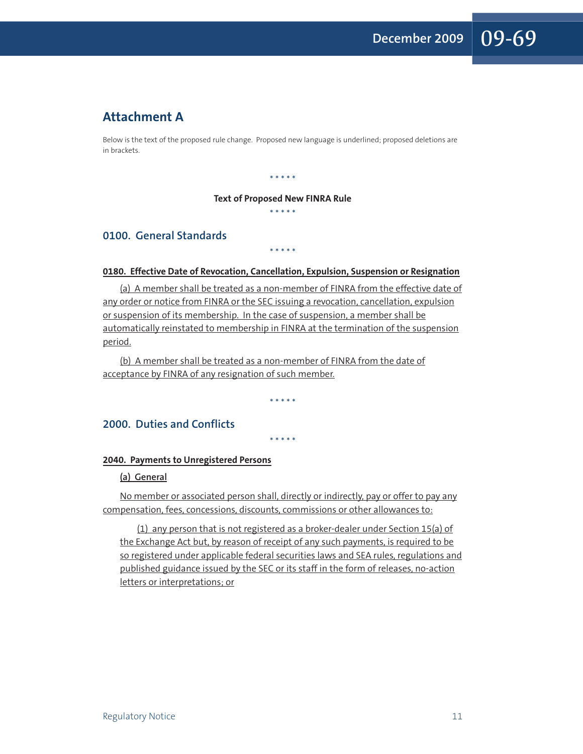## Attachment A

Below is the text of the proposed rule change. Proposed new language is underlined; proposed deletions are in brackets.

\* \* \* \* \*

**Text of Proposed New FINRA Rule**

\* \* \* \* \*

### 0100. General Standards

\* \* \* \* \*

<u>**0180. Effective Date of Revocation, Cancellation, Expulsion, Suspension or Resignation**</u>

<u>(a) A member shall be treated as a non-member of FINRA from the effective date of any order or notice from FINRA or the SEC issuing a revocation, cancellation, expulsion or suspension of its membership. In the case of suspension, a member shall be automatically reinstated to membership in FINRA at the termination of the suspension period.</u>

<u>(b) A member shall be treated as a non-member of FINRA from the date of acceptance by FINRA of any resignation of such member.</u>

\* \* \* \* \*

### 2000. Duties and Conflicts

\* \* \* \* \*

<u>**2040. Payments to Unregistered Persons**</u>

<u>**(a) General**</u>

<u>No member or associated person shall, directly or indirectly, pay or offer to pay any compensation, fees, concessions, discounts, commissions or other allowances to:</u>

<u>(1) any person that is not registered as a broker-dealer under Section 15(a) of the Exchange Act but, by reason of receipt of any such payments, is required to be so registered under applicable federal securities laws and SEA rules, regulations and published guidance issued by the SEC or its staff in the form of releases, no-action letters or interpretations; or</u>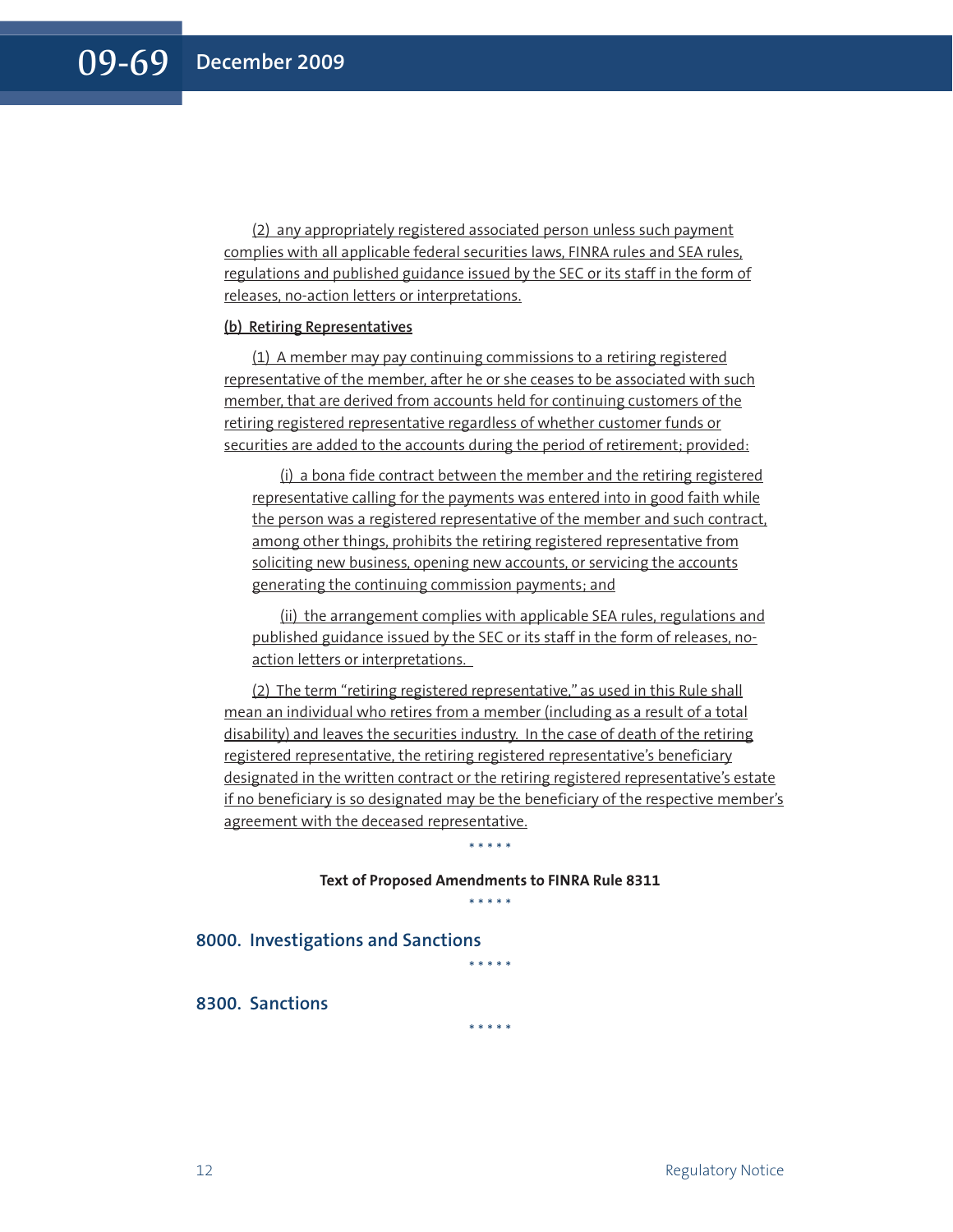(2) any appropriately registered associated person unless such payment complies with all applicable federal securities laws, FINRA rules and SEA rules, regulations and published guidance issued by the SEC or its staff in the form of releases, no-action letters or interpretations.

**(b) Retiring Representatives**

(1) A member may pay continuing commissions to a retiring registered representative of the member, after he or she ceases to be associated with such member, that are derived from accounts held for continuing customers of the retiring registered representative regardless of whether customer funds or securities are added to the accounts during the period of retirement; provided:

(i) a bona fide contract between the member and the retiring registered representative calling for the payments was entered into in good faith while the person was a registered representative of the member and such contract, among other things, prohibits the retiring registered representative from soliciting new business, opening new accounts, or servicing the accounts generating the continuing commission payments; and

(ii) the arrangement complies with applicable SEA rules, regulations and published guidance issued by the SEC or its staff in the form of releases, no-action letters or interpretations.

(2) The term "retiring registered representative," as used in this Rule shall mean an individual who retires from a member (including as a result of a total disability) and leaves the securities industry. In the case of death of the retiring registered representative, the retiring registered representative's beneficiary designated in the written contract or the retiring registered representative's estate if no beneficiary is so designated may be the beneficiary of the respective member's agreement with the deceased representative.

\* \* \* \* \*

**Text of Proposed Amendments to FINRA Rule 8311**

\* \* \* \* \*

## 8000. Investigations and Sanctions

\* \* \* \* \*

## 8300. Sanctions

\* \* \* \* \*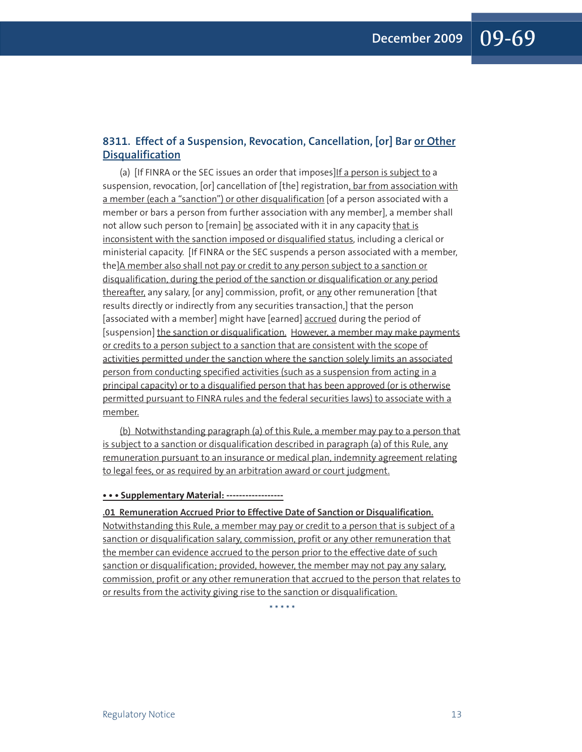### 8311. Effect of a Suspension, Revocation, Cancellation, [or] Bar <u>or Other Disqualification</u>

(a) [If FINRA or the SEC issues an order that imposes]<u>If a person is subject to</u> a suspension, revocation, [or] cancellation of [the] registration<u>, bar from association with a member (each a "sanction") or other disqualification</u> [of a person associated with a member or bars a person from further association with any member], a member shall not allow such person to [remain] <u>be</u> associated with it in any capacity <u>that is inconsistent with the sanction imposed or disqualified status</u>, including a clerical or ministerial capacity. [If FINRA or the SEC suspends a person associated with a member, the]<u>A member also shall not pay or credit to any person subject to a sanction or disqualification, during the period of the sanction or disqualification or any period thereafter,</u> any salary, [or any] commission, profit, or <u>any</u> other remuneration [that results directly or indirectly from any securities transaction,] that the person [associated with a member] might have [earned] <u>accrued</u> during the period of [suspension] <u>the sanction or disqualification.</u> <u>However, a member may make payments or credits to a person subject to a sanction that are consistent with the scope of activities permitted under the sanction where the sanction solely limits an associated person from conducting specified activities (such as a suspension from acting in a principal capacity) or to a disqualified person that has been approved (or is otherwise permitted pursuant to FINRA rules and the federal securities laws) to associate with a member.</u>

<u>(b) Notwithstanding paragraph (a) of this Rule, a member may pay to a person that is subject to a sanction or disqualification described in paragraph (a) of this Rule, any remuneration pursuant to an insurance or medical plan, indemnity agreement relating to legal fees, or as required by an arbitration award or court judgment.</u>

<u>**• • • Supplementary Material: ------------------**</u>

<u>**.01 Remuneration Accrued Prior to Effective Date of Sanction or Disqualification.**</u> <u>Notwithstanding this Rule, a member may pay or credit to a person that is subject of a sanction or disqualification salary, commission, profit or any other remuneration that the member can evidence accrued to the person prior to the effective date of such sanction or disqualification; provided, however, the member may not pay any salary, commission, profit or any other remuneration that accrued to the person that relates to or results from the activity giving rise to the sanction or disqualification.</u>

\* \* \* \* \*